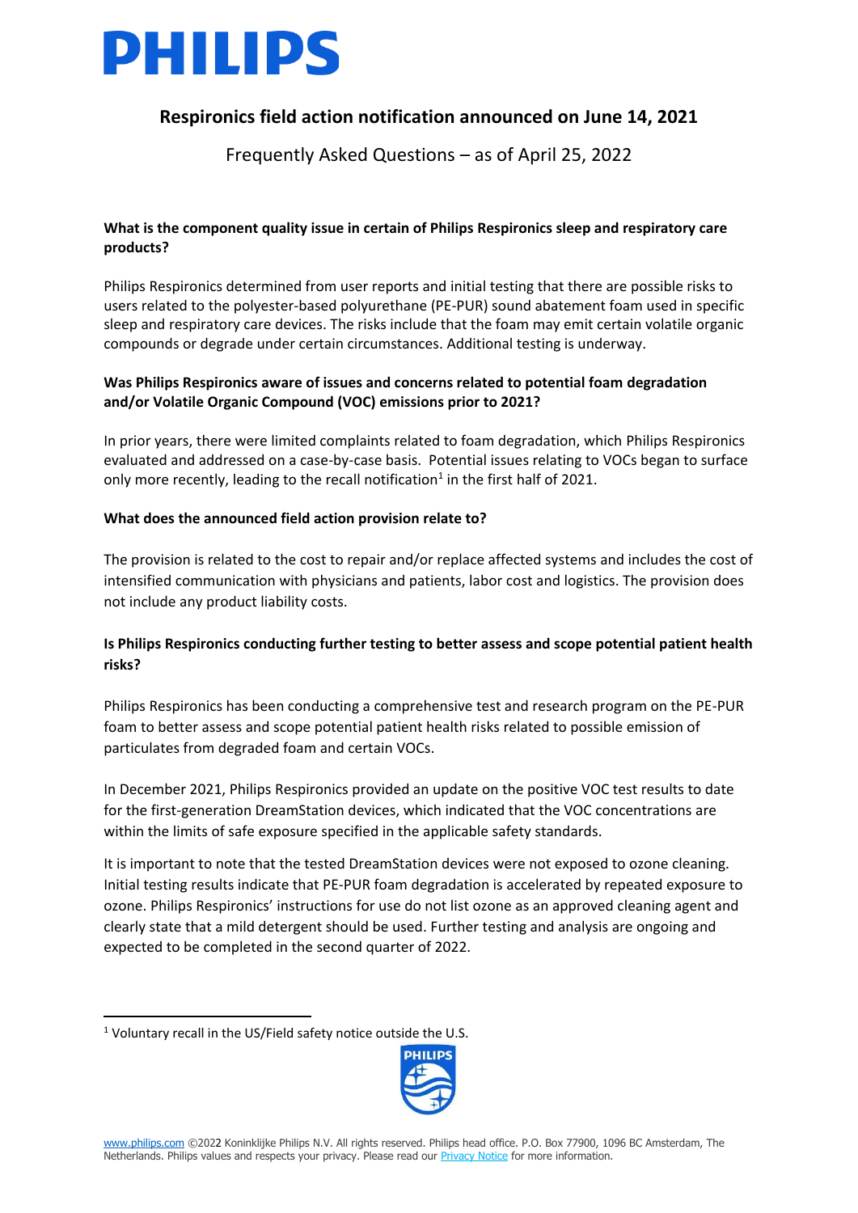# PHILIPS

## Respironics field action notification announced on June 14, 2021

Frequently Asked Questions – as of April 25, 2022

**What is the component quality issue in certain of Philips Respironics sleep and respiratory care products?**

Philips Respironics determined from user reports and initial testing that there are possible risks to users related to the polyester-based polyurethane (PE-PUR) sound abatement foam used in specific sleep and respiratory care devices. The risks include that the foam may emit certain volatile organic compounds or degrade under certain circumstances. Additional testing is underway.

**Was Philips Respironics aware of issues and concerns related to potential foam degradation and/or Volatile Organic Compound (VOC) emissions prior to 2021?**

In prior years, there were limited complaints related to foam degradation, which Philips Respironics evaluated and addressed on a case-by-case basis. Potential issues relating to VOCs began to surface only more recently, leading to the recall notification[1] in the first half of 2021.

**What does the announced field action provision relate to?**

The provision is related to the cost to repair and/or replace affected systems and includes the cost of intensified communication with physicians and patients, labor cost and logistics. The provision does not include any product liability costs.

**Is Philips Respironics conducting further testing to better assess and scope potential patient health risks?**

Philips Respironics has been conducting a comprehensive test and research program on the PE-PUR foam to better assess and scope potential patient health risks related to possible emission of particulates from degraded foam and certain VOCs.

In December 2021, Philips Respironics provided an update on the positive VOC test results to date for the first-generation DreamStation devices, which indicated that the VOC concentrations are within the limits of safe exposure specified in the applicable safety standards.

It is important to note that the tested DreamStation devices were not exposed to ozone cleaning. Initial testing results indicate that PE-PUR foam degradation is accelerated by repeated exposure to ozone. Philips Respironics' instructions for use do not list ozone as an approved cleaning agent and clearly state that a mild detergent should be used. Further testing and analysis are ongoing and expected to be completed in the second quarter of 2022.

[1] Voluntary recall in the US/Field safety notice outside the U.S.

www.philips.com ©2022 Koninklijke Philips N.V. All rights reserved. Philips head office. P.O. Box 77900, 1096 BC Amsterdam, The Netherlands. Philips values and respects your privacy. Please read our Privacy Notice for more information.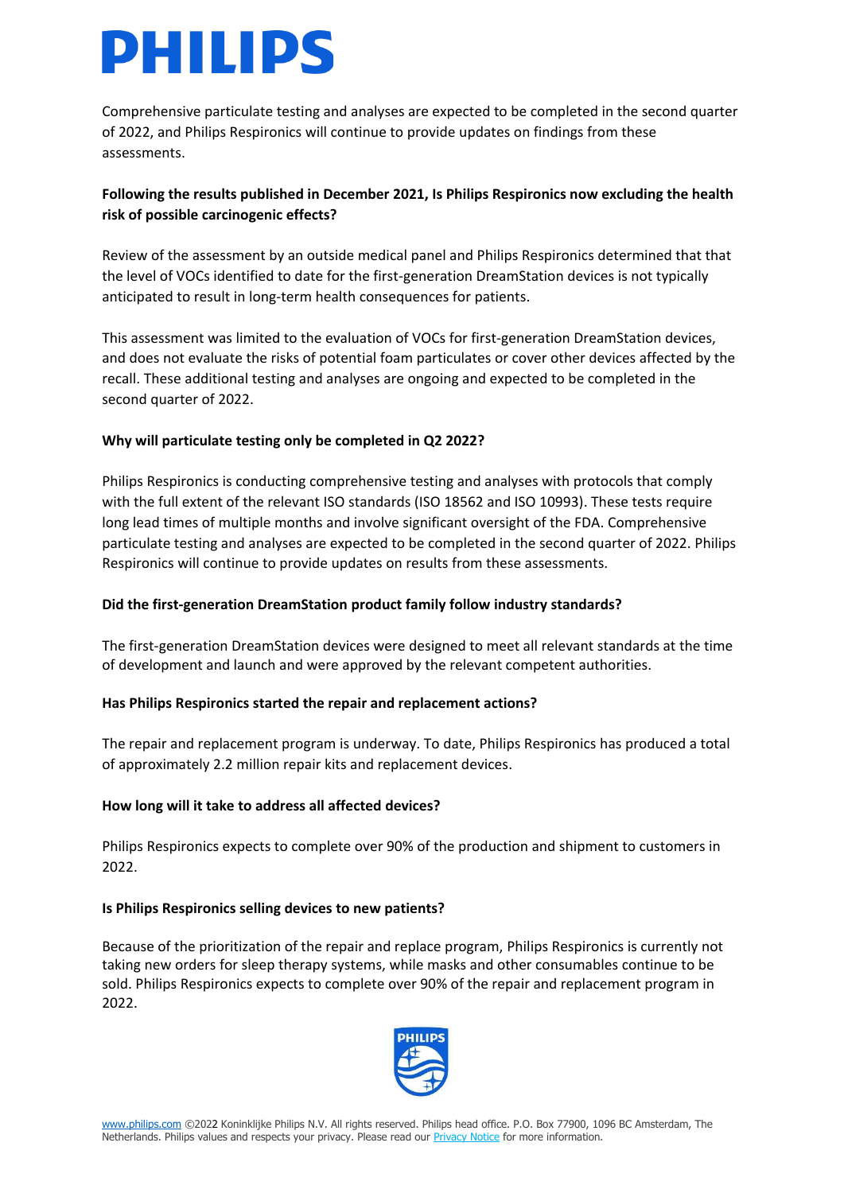Comprehensive particulate testing and analyses are expected to be completed in the second quarter of 2022, and Philips Respironics will continue to provide updates on findings from these assessments.

**Following the results published in December 2021, Is Philips Respironics now excluding the health risk of possible carcinogenic effects?**

Review of the assessment by an outside medical panel and Philips Respironics determined that that the level of VOCs identified to date for the first-generation DreamStation devices is not typically anticipated to result in long-term health consequences for patients.

This assessment was limited to the evaluation of VOCs for first-generation DreamStation devices, and does not evaluate the risks of potential foam particulates or cover other devices affected by the recall. These additional testing and analyses are ongoing and expected to be completed in the second quarter of 2022.

**Why will particulate testing only be completed in Q2 2022?**

Philips Respironics is conducting comprehensive testing and analyses with protocols that comply with the full extent of the relevant ISO standards (ISO 18562 and ISO 10993). These tests require long lead times of multiple months and involve significant oversight of the FDA. Comprehensive particulate testing and analyses are expected to be completed in the second quarter of 2022. Philips Respironics will continue to provide updates on results from these assessments.

**Did the first-generation DreamStation product family follow industry standards?**

The first-generation DreamStation devices were designed to meet all relevant standards at the time of development and launch and were approved by the relevant competent authorities.

**Has Philips Respironics started the repair and replacement actions?**

The repair and replacement program is underway. To date, Philips Respironics has produced a total of approximately 2.2 million repair kits and replacement devices.

**How long will it take to address all affected devices?**

Philips Respironics expects to complete over 90% of the production and shipment to customers in 2022.

**Is Philips Respironics selling devices to new patients?**

Because of the prioritization of the repair and replace program, Philips Respironics is currently not taking new orders for sleep therapy systems, while masks and other consumables continue to be sold. Philips Respironics expects to complete over 90% of the repair and replacement program in 2022.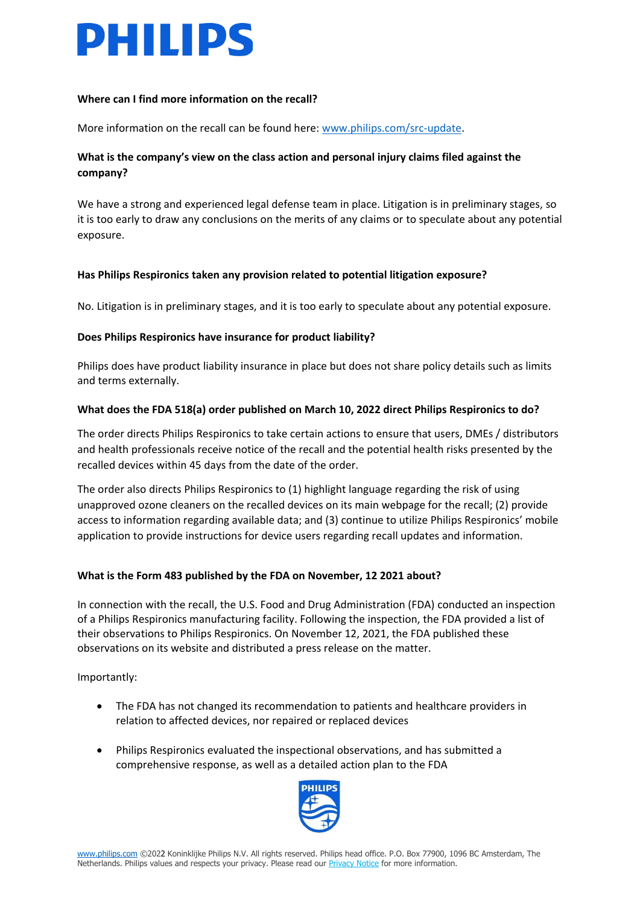**Where can I find more information on the recall?**

More information on the recall can be found here: [www.philips.com/src-update](www.philips.com/src-update).

**What is the company's view on the class action and personal injury claims filed against the company?**

We have a strong and experienced legal defense team in place. Litigation is in preliminary stages, so it is too early to draw any conclusions on the merits of any claims or to speculate about any potential exposure.

**Has Philips Respironics taken any provision related to potential litigation exposure?**

No. Litigation is in preliminary stages, and it is too early to speculate about any potential exposure.

**Does Philips Respironics have insurance for product liability?**

Philips does have product liability insurance in place but does not share policy details such as limits and terms externally.

**What does the FDA 518(a) order published on March 10, 2022 direct Philips Respironics to do?**

The order directs Philips Respironics to take certain actions to ensure that users, DMEs / distributors and health professionals receive notice of the recall and the potential health risks presented by the recalled devices within 45 days from the date of the order.

The order also directs Philips Respironics to (1) highlight language regarding the risk of using unapproved ozone cleaners on the recalled devices on its main webpage for the recall; (2) provide access to information regarding available data; and (3) continue to utilize Philips Respironics' mobile application to provide instructions for device users regarding recall updates and information.

**What is the Form 483 published by the FDA on November, 12 2021 about?**

In connection with the recall, the U.S. Food and Drug Administration (FDA) conducted an inspection of a Philips Respironics manufacturing facility. Following the inspection, the FDA provided a list of their observations to Philips Respironics. On November 12, 2021, the FDA published these observations on its website and distributed a press release on the matter.

Importantly:

- The FDA has not changed its recommendation to patients and healthcare providers in relation to affected devices, nor repaired or replaced devices
- Philips Respironics evaluated the inspectional observations, and has submitted a comprehensive response, as well as a detailed action plan to the FDA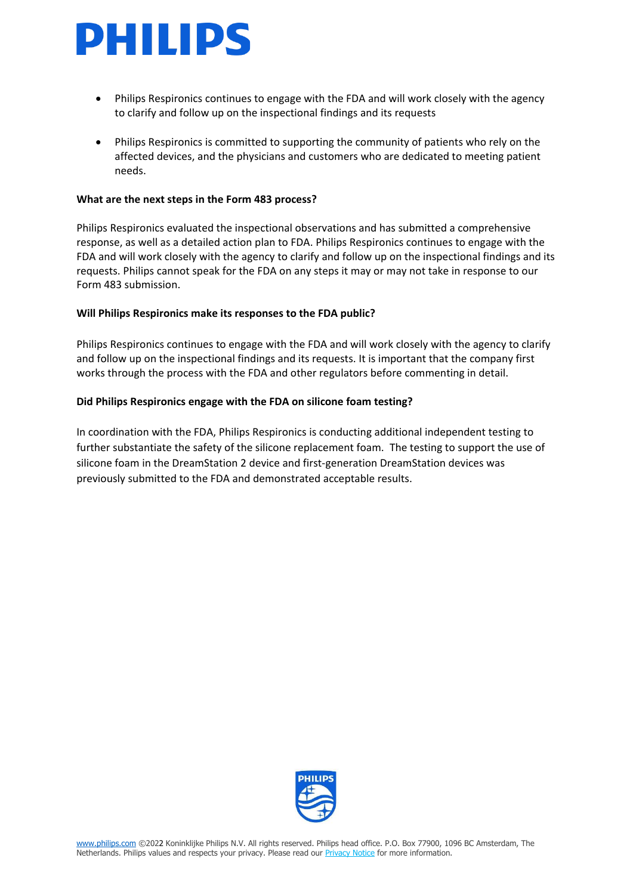- Philips Respironics continues to engage with the FDA and will work closely with the agency to clarify and follow up on the inspectional findings and its requests
- Philips Respironics is committed to supporting the community of patients who rely on the affected devices, and the physicians and customers who are dedicated to meeting patient needs.

**What are the next steps in the Form 483 process?**

Philips Respironics evaluated the inspectional observations and has submitted a comprehensive response, as well as a detailed action plan to FDA. Philips Respironics continues to engage with the FDA and will work closely with the agency to clarify and follow up on the inspectional findings and its requests. Philips cannot speak for the FDA on any steps it may or may not take in response to our Form 483 submission.

**Will Philips Respironics make its responses to the FDA public?**

Philips Respironics continues to engage with the FDA and will work closely with the agency to clarify and follow up on the inspectional findings and its requests. It is important that the company first works through the process with the FDA and other regulators before commenting in detail.

**Did Philips Respironics engage with the FDA on silicone foam testing?**

In coordination with the FDA, Philips Respironics is conducting additional independent testing to further substantiate the safety of the silicone replacement foam. The testing to support the use of silicone foam in the DreamStation 2 device and first-generation DreamStation devices was previously submitted to the FDA and demonstrated acceptable results.

www.philips.com ©2022 Koninklijke Philips N.V. All rights reserved. Philips head office. P.O. Box 77900, 1096 BC Amsterdam, The Netherlands. Philips values and respects your privacy. Please read our Privacy Notice for more information.